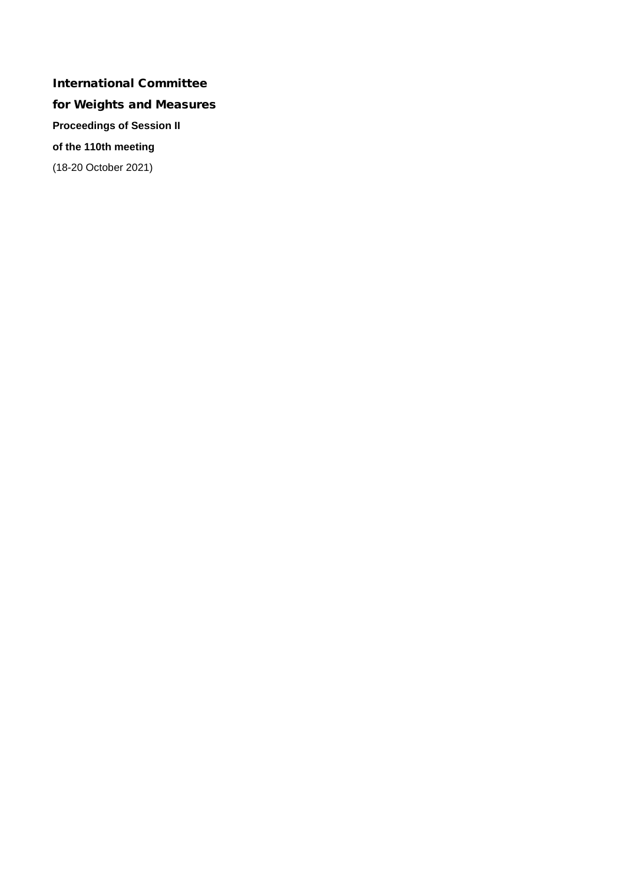# International Committee for Weights and Measures

**Proceedings of Session II**

**of the 110th meeting**

(18-20 October 2021)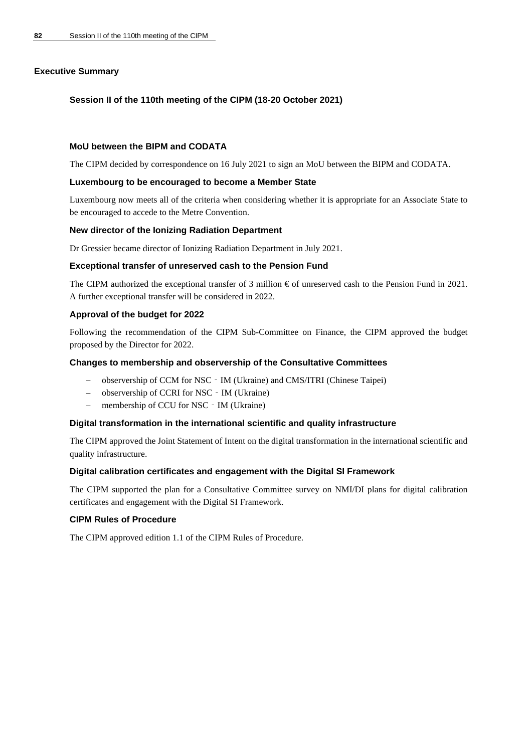## Executive Summary

### Session II of the 110th meeting of the CIPM (18-20 October 2021)

#### MoU between the BIPM and CODATA

The CIPM decided by correspondence on 16 July 2021 to sign an MoU between the BIPM and CODATA.

#### Luxembourg to be encouraged to become a Member State

Luxembourg now meets all of the criteria when considering whether it is appropriate for an Associate State to be encouraged to accede to the Metre Convention.

#### New director of the Ionizing Radiation Department

Dr Gressier became director of Ionizing Radiation Department in July 2021.

#### Exceptional transfer of unreserved cash to the Pension Fund

The CIPM authorized the exceptional transfer of 3 million € of unreserved cash to the Pension Fund in 2021. A further exceptional transfer will be considered in 2022.

#### Approval of the budget for 2022

Following the recommendation of the CIPM Sub-Committee on Finance, the CIPM approved the budget proposed by the Director for 2022.

#### Changes to membership and observership of the Consultative Committees

- observership of CCM for NSC‑IM (Ukraine) and CMS/ITRI (Chinese Taipei)
- observership of CCRI for NSC‑IM (Ukraine)
- membership of CCU for NSC‑IM (Ukraine)

#### Digital transformation in the international scientific and quality infrastructure

The CIPM approved the Joint Statement of Intent on the digital transformation in the international scientific and quality infrastructure.

#### Digital calibration certificates and engagement with the Digital SI Framework

The CIPM supported the plan for a Consultative Committee survey on NMI/DI plans for digital calibration certificates and engagement with the Digital SI Framework.

#### CIPM Rules of Procedure

The CIPM approved edition 1.1 of the CIPM Rules of Procedure.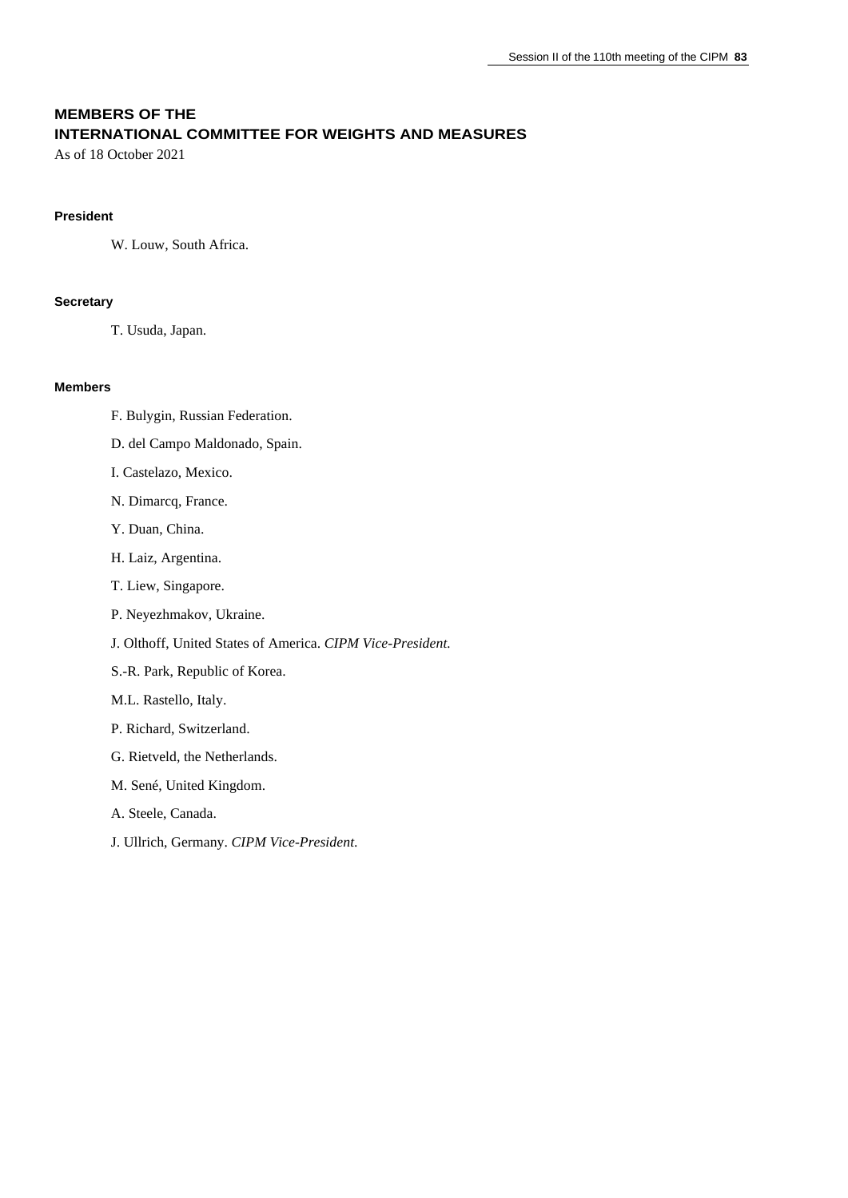# MEMBERS OF THE INTERNATIONAL COMMITTEE FOR WEIGHTS AND MEASURES

As of 18 October 2021

### President

W. Louw, South Africa.

### Secretary

T. Usuda, Japan.

### Members

F. Bulygin, Russian Federation.

D. del Campo Maldonado, Spain.

I. Castelazo, Mexico.

N. Dimarcq, France.

Y. Duan, China.

H. Laiz, Argentina.

T. Liew, Singapore.

P. Neyezhmakov, Ukraine.

J. Olthoff, United States of America. *CIPM Vice-President.*

S.-R. Park, Republic of Korea.

M.L. Rastello, Italy.

P. Richard, Switzerland.

G. Rietveld, the Netherlands.

M. Sené, United Kingdom.

A. Steele, Canada.

J. Ullrich, Germany. *CIPM Vice-President.*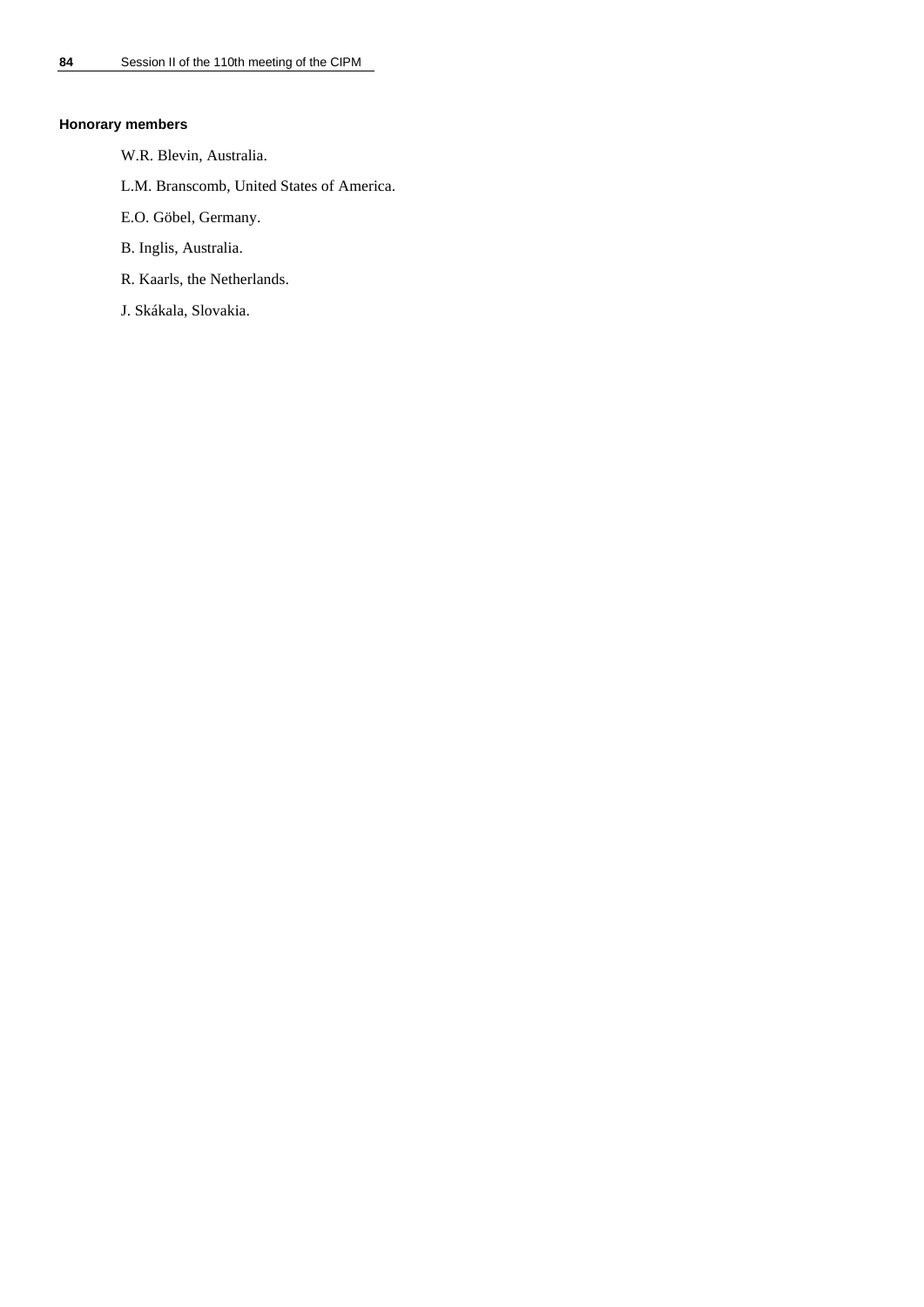**Honorary members**

W.R. Blevin, Australia.

L.M. Branscomb, United States of America.

E.O. Göbel, Germany.

B. Inglis, Australia.

R. Kaarls, the Netherlands.

J. Skákala, Slovakia.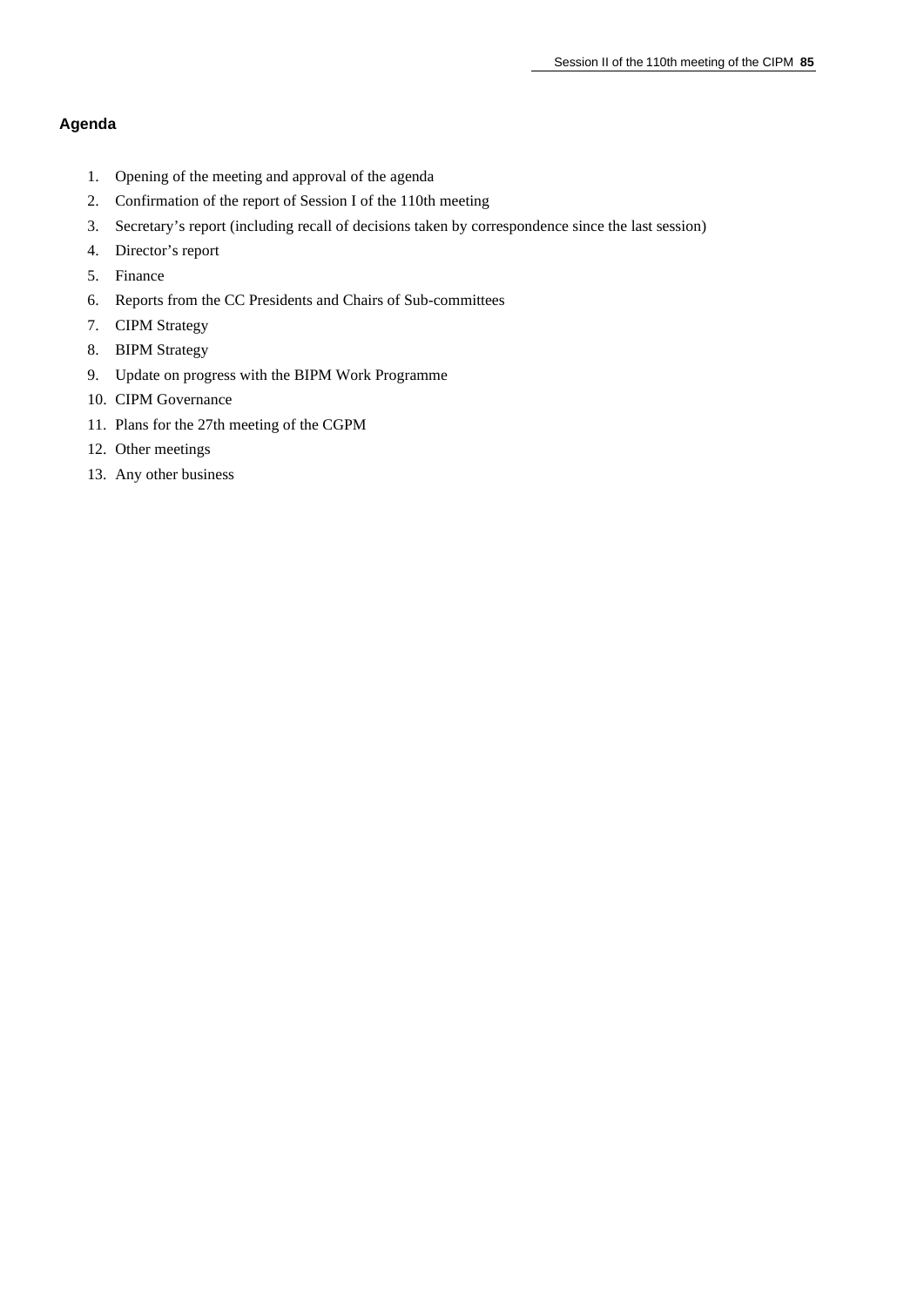## Agenda

1. Opening of the meeting and approval of the agenda
2. Confirmation of the report of Session I of the 110th meeting
3. Secretary's report (including recall of decisions taken by correspondence since the last session)
4. Director's report
5. Finance
6. Reports from the CC Presidents and Chairs of Sub-committees
7. CIPM Strategy
8. BIPM Strategy
9. Update on progress with the BIPM Work Programme
10. CIPM Governance
11. Plans for the 27th meeting of the CGPM
12. Other meetings
13. Any other business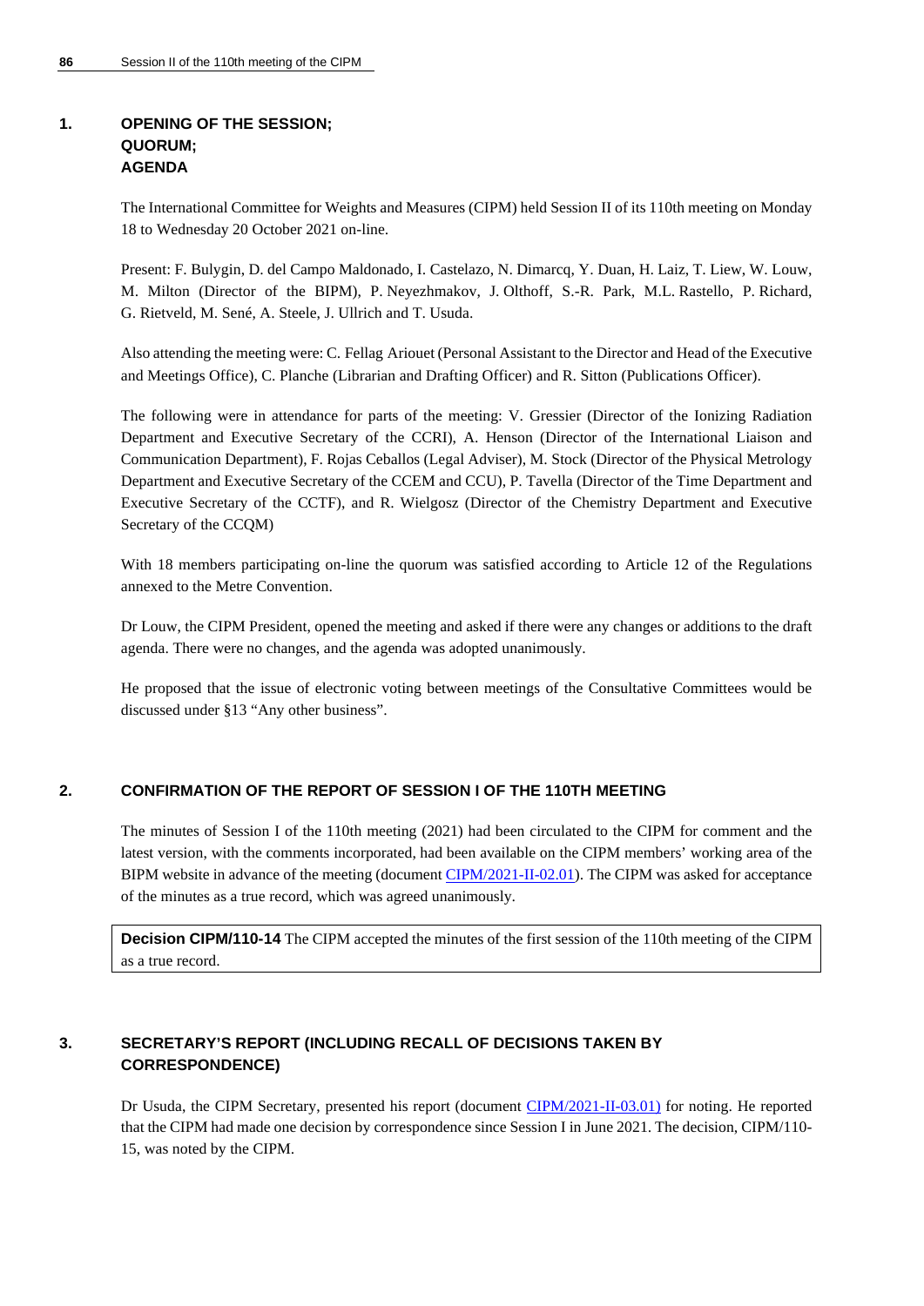## 1. OPENING OF THE SESSION; QUORUM; AGENDA

The International Committee for Weights and Measures (CIPM) held Session II of its 110th meeting on Monday 18 to Wednesday 20 October 2021 on-line.

Present: F. Bulygin, D. del Campo Maldonado, I. Castelazo, N. Dimarcq, Y. Duan, H. Laiz, T. Liew, W. Louw, M. Milton (Director of the BIPM), P. Neyezhmakov, J. Olthoff, S.-R. Park, M.L. Rastello, P. Richard, G. Rietveld, M. Sené, A. Steele, J. Ullrich and T. Usuda.

Also attending the meeting were: C. Fellag Ariouet (Personal Assistant to the Director and Head of the Executive and Meetings Office), C. Planche (Librarian and Drafting Officer) and R. Sitton (Publications Officer).

The following were in attendance for parts of the meeting: V. Gressier (Director of the Ionizing Radiation Department and Executive Secretary of the CCRI), A. Henson (Director of the International Liaison and Communication Department), F. Rojas Ceballos (Legal Adviser), M. Stock (Director of the Physical Metrology Department and Executive Secretary of the CCEM and CCU), P. Tavella (Director of the Time Department and Executive Secretary of the CCTF), and R. Wielgosz (Director of the Chemistry Department and Executive Secretary of the CCQM)

With 18 members participating on-line the quorum was satisfied according to Article 12 of the Regulations annexed to the Metre Convention.

Dr Louw, the CIPM President, opened the meeting and asked if there were any changes or additions to the draft agenda. There were no changes, and the agenda was adopted unanimously.

He proposed that the issue of electronic voting between meetings of the Consultative Committees would be discussed under §13 "Any other business".

## 2. CONFIRMATION OF THE REPORT OF SESSION I OF THE 110TH MEETING

The minutes of Session I of the 110th meeting (2021) had been circulated to the CIPM for comment and the latest version, with the comments incorporated, had been available on the CIPM members' working area of the BIPM website in advance of the meeting (document CIPM/2021-II-02.01). The CIPM was asked for acceptance of the minutes as a true record, which was agreed unanimously.

> **Decision CIPM/110-14** The CIPM accepted the minutes of the first session of the 110th meeting of the CIPM as a true record.

## 3. SECRETARY'S REPORT (INCLUDING RECALL OF DECISIONS TAKEN BY CORRESPONDENCE)

Dr Usuda, the CIPM Secretary, presented his report (document CIPM/2021-II-03.01) for noting. He reported that the CIPM had made one decision by correspondence since Session I in June 2021. The decision, CIPM/110-15, was noted by the CIPM.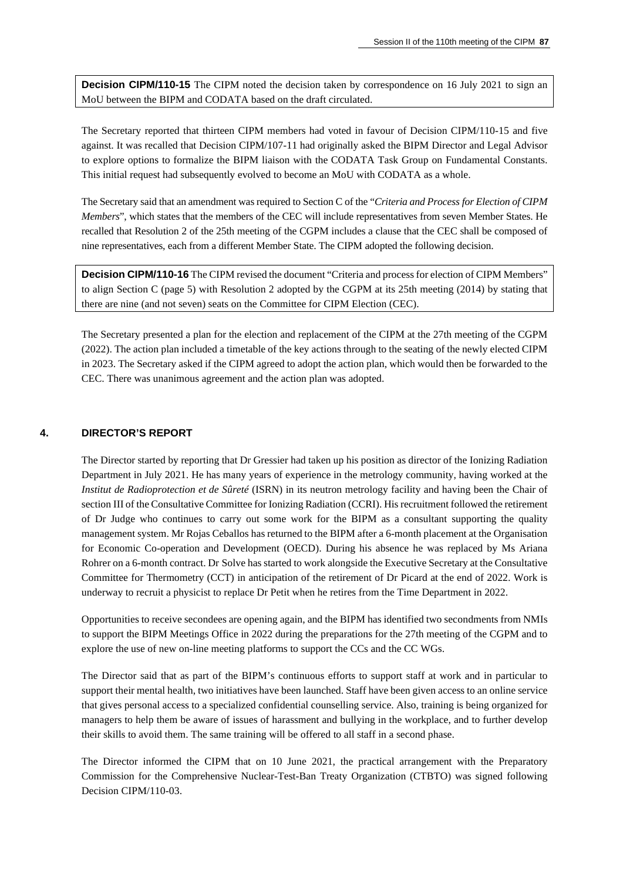**Decision CIPM/110-15** The CIPM noted the decision taken by correspondence on 16 July 2021 to sign an MoU between the BIPM and CODATA based on the draft circulated.

The Secretary reported that thirteen CIPM members had voted in favour of Decision CIPM/110-15 and five against. It was recalled that Decision CIPM/107-11 had originally asked the BIPM Director and Legal Advisor to explore options to formalize the BIPM liaison with the CODATA Task Group on Fundamental Constants. This initial request had subsequently evolved to become an MoU with CODATA as a whole.

The Secretary said that an amendment was required to Section C of the "*Criteria and Process for Election of CIPM Members*", which states that the members of the CEC will include representatives from seven Member States. He recalled that Resolution 2 of the 25th meeting of the CGPM includes a clause that the CEC shall be composed of nine representatives, each from a different Member State. The CIPM adopted the following decision.

**Decision CIPM/110-16** The CIPM revised the document "Criteria and process for election of CIPM Members" to align Section C (page 5) with Resolution 2 adopted by the CGPM at its 25th meeting (2014) by stating that there are nine (and not seven) seats on the Committee for CIPM Election (CEC).

The Secretary presented a plan for the election and replacement of the CIPM at the 27th meeting of the CGPM (2022). The action plan included a timetable of the key actions through to the seating of the newly elected CIPM in 2023. The Secretary asked if the CIPM agreed to adopt the action plan, which would then be forwarded to the CEC. There was unanimous agreement and the action plan was adopted.

## 4. DIRECTOR'S REPORT

The Director started by reporting that Dr Gressier had taken up his position as director of the Ionizing Radiation Department in July 2021. He has many years of experience in the metrology community, having worked at the *Institut de Radioprotection et de Sûreté* (ISRN) in its neutron metrology facility and having been the Chair of section III of the Consultative Committee for Ionizing Radiation (CCRI). His recruitment followed the retirement of Dr Judge who continues to carry out some work for the BIPM as a consultant supporting the quality management system. Mr Rojas Ceballos has returned to the BIPM after a 6-month placement at the Organisation for Economic Co-operation and Development (OECD). During his absence he was replaced by Ms Ariana Rohrer on a 6-month contract. Dr Solve has started to work alongside the Executive Secretary at the Consultative Committee for Thermometry (CCT) in anticipation of the retirement of Dr Picard at the end of 2022. Work is underway to recruit a physicist to replace Dr Petit when he retires from the Time Department in 2022.

Opportunities to receive secondees are opening again, and the BIPM has identified two secondments from NMIs to support the BIPM Meetings Office in 2022 during the preparations for the 27th meeting of the CGPM and to explore the use of new on-line meeting platforms to support the CCs and the CC WGs.

The Director said that as part of the BIPM's continuous efforts to support staff at work and in particular to support their mental health, two initiatives have been launched. Staff have been given access to an online service that gives personal access to a specialized confidential counselling service. Also, training is being organized for managers to help them be aware of issues of harassment and bullying in the workplace, and to further develop their skills to avoid them. The same training will be offered to all staff in a second phase.

The Director informed the CIPM that on 10 June 2021, the practical arrangement with the Preparatory Commission for the Comprehensive Nuclear-Test-Ban Treaty Organization (CTBTO) was signed following Decision CIPM/110-03.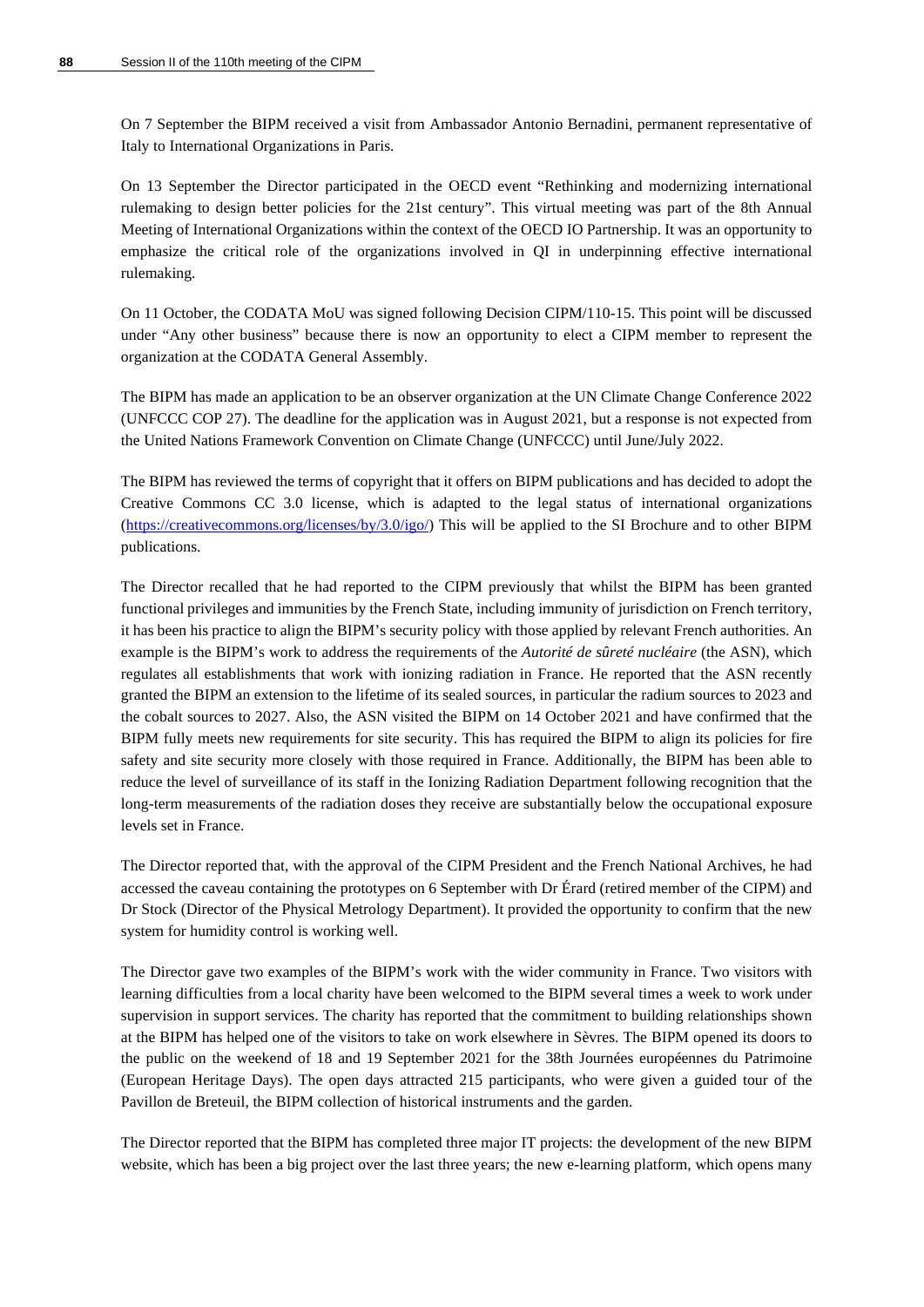On 7 September the BIPM received a visit from Ambassador Antonio Bernadini, permanent representative of Italy to International Organizations in Paris.

On 13 September the Director participated in the OECD event "Rethinking and modernizing international rulemaking to design better policies for the 21st century". This virtual meeting was part of the 8th Annual Meeting of International Organizations within the context of the OECD IO Partnership. It was an opportunity to emphasize the critical role of the organizations involved in QI in underpinning effective international rulemaking.

On 11 October, the CODATA MoU was signed following Decision CIPM/110-15. This point will be discussed under "Any other business" because there is now an opportunity to elect a CIPM member to represent the organization at the CODATA General Assembly.

The BIPM has made an application to be an observer organization at the UN Climate Change Conference 2022 (UNFCCC COP 27). The deadline for the application was in August 2021, but a response is not expected from the United Nations Framework Convention on Climate Change (UNFCCC) until June/July 2022.

The BIPM has reviewed the terms of copyright that it offers on BIPM publications and has decided to adopt the Creative Commons CC 3.0 license, which is adapted to the legal status of international organizations (https://creativecommons.org/licenses/by/3.0/igo/) This will be applied to the SI Brochure and to other BIPM publications.

The Director recalled that he had reported to the CIPM previously that whilst the BIPM has been granted functional privileges and immunities by the French State, including immunity of jurisdiction on French territory, it has been his practice to align the BIPM's security policy with those applied by relevant French authorities. An example is the BIPM's work to address the requirements of the *Autorité de sûreté nucléaire* (the ASN), which regulates all establishments that work with ionizing radiation in France. He reported that the ASN recently granted the BIPM an extension to the lifetime of its sealed sources, in particular the radium sources to 2023 and the cobalt sources to 2027. Also, the ASN visited the BIPM on 14 October 2021 and have confirmed that the BIPM fully meets new requirements for site security. This has required the BIPM to align its policies for fire safety and site security more closely with those required in France. Additionally, the BIPM has been able to reduce the level of surveillance of its staff in the Ionizing Radiation Department following recognition that the long-term measurements of the radiation doses they receive are substantially below the occupational exposure levels set in France.

The Director reported that, with the approval of the CIPM President and the French National Archives, he had accessed the caveau containing the prototypes on 6 September with Dr Érard (retired member of the CIPM) and Dr Stock (Director of the Physical Metrology Department). It provided the opportunity to confirm that the new system for humidity control is working well.

The Director gave two examples of the BIPM's work with the wider community in France. Two visitors with learning difficulties from a local charity have been welcomed to the BIPM several times a week to work under supervision in support services. The charity has reported that the commitment to building relationships shown at the BIPM has helped one of the visitors to take on work elsewhere in Sèvres. The BIPM opened its doors to the public on the weekend of 18 and 19 September 2021 for the 38th Journées européennes du Patrimoine (European Heritage Days). The open days attracted 215 participants, who were given a guided tour of the Pavillon de Breteuil, the BIPM collection of historical instruments and the garden.

The Director reported that the BIPM has completed three major IT projects: the development of the new BIPM website, which has been a big project over the last three years; the new e-learning platform, which opens many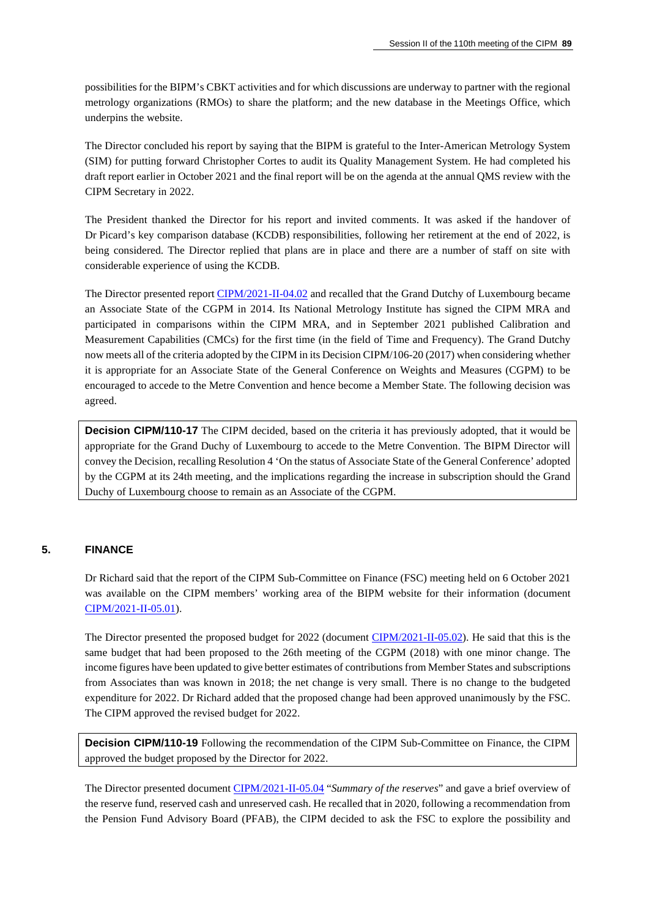possibilities for the BIPM's CBKT activities and for which discussions are underway to partner with the regional metrology organizations (RMOs) to share the platform; and the new database in the Meetings Office, which underpins the website.

The Director concluded his report by saying that the BIPM is grateful to the Inter-American Metrology System (SIM) for putting forward Christopher Cortes to audit its Quality Management System. He had completed his draft report earlier in October 2021 and the final report will be on the agenda at the annual QMS review with the CIPM Secretary in 2022.

The President thanked the Director for his report and invited comments. It was asked if the handover of Dr Picard's key comparison database (KCDB) responsibilities, following her retirement at the end of 2022, is being considered. The Director replied that plans are in place and there are a number of staff on site with considerable experience of using the KCDB.

The Director presented report CIPM/2021-II-04.02 and recalled that the Grand Duchy of Luxembourg became an Associate State of the CGPM in 2014. Its National Metrology Institute has signed the CIPM MRA and participated in comparisons within the CIPM MRA, and in September 2021 published Calibration and Measurement Capabilities (CMCs) for the first time (in the field of Time and Frequency). The Grand Dutchy now meets all of the criteria adopted by the CIPM in its Decision CIPM/106-20 (2017) when considering whether it is appropriate for an Associate State of the General Conference on Weights and Measures (CGPM) to be encouraged to accede to the Metre Convention and hence become a Member State. The following decision was agreed.

> **Decision CIPM/110-17** The CIPM decided, based on the criteria it has previously adopted, that it would be appropriate for the Grand Duchy of Luxembourg to accede to the Metre Convention. The BIPM Director will convey the Decision, recalling Resolution 4 'On the status of Associate State of the General Conference' adopted by the CGPM at its 24th meeting, and the implications regarding the increase in subscription should the Grand Duchy of Luxembourg choose to remain as an Associate of the CGPM.

## 5. FINANCE

Dr Richard said that the report of the CIPM Sub-Committee on Finance (FSC) meeting held on 6 October 2021 was available on the CIPM members' working area of the BIPM website for their information (document CIPM/2021-II-05.01).

The Director presented the proposed budget for 2022 (document CIPM/2021-II-05.02). He said that this is the same budget that had been proposed to the 26th meeting of the CGPM (2018) with one minor change. The income figures have been updated to give better estimates of contributions from Member States and subscriptions from Associates than was known in 2018; the net change is very small. There is no change to the budgeted expenditure for 2022. Dr Richard added that the proposed change had been approved unanimously by the FSC. The CIPM approved the revised budget for 2022.

> **Decision CIPM/110-19** Following the recommendation of the CIPM Sub-Committee on Finance, the CIPM approved the budget proposed by the Director for 2022.

The Director presented document CIPM/2021-II-05.04 "*Summary of the reserves*" and gave a brief overview of the reserve fund, reserved cash and unreserved cash. He recalled that in 2020, following a recommendation from the Pension Fund Advisory Board (PFAB), the CIPM decided to ask the FSC to explore the possibility and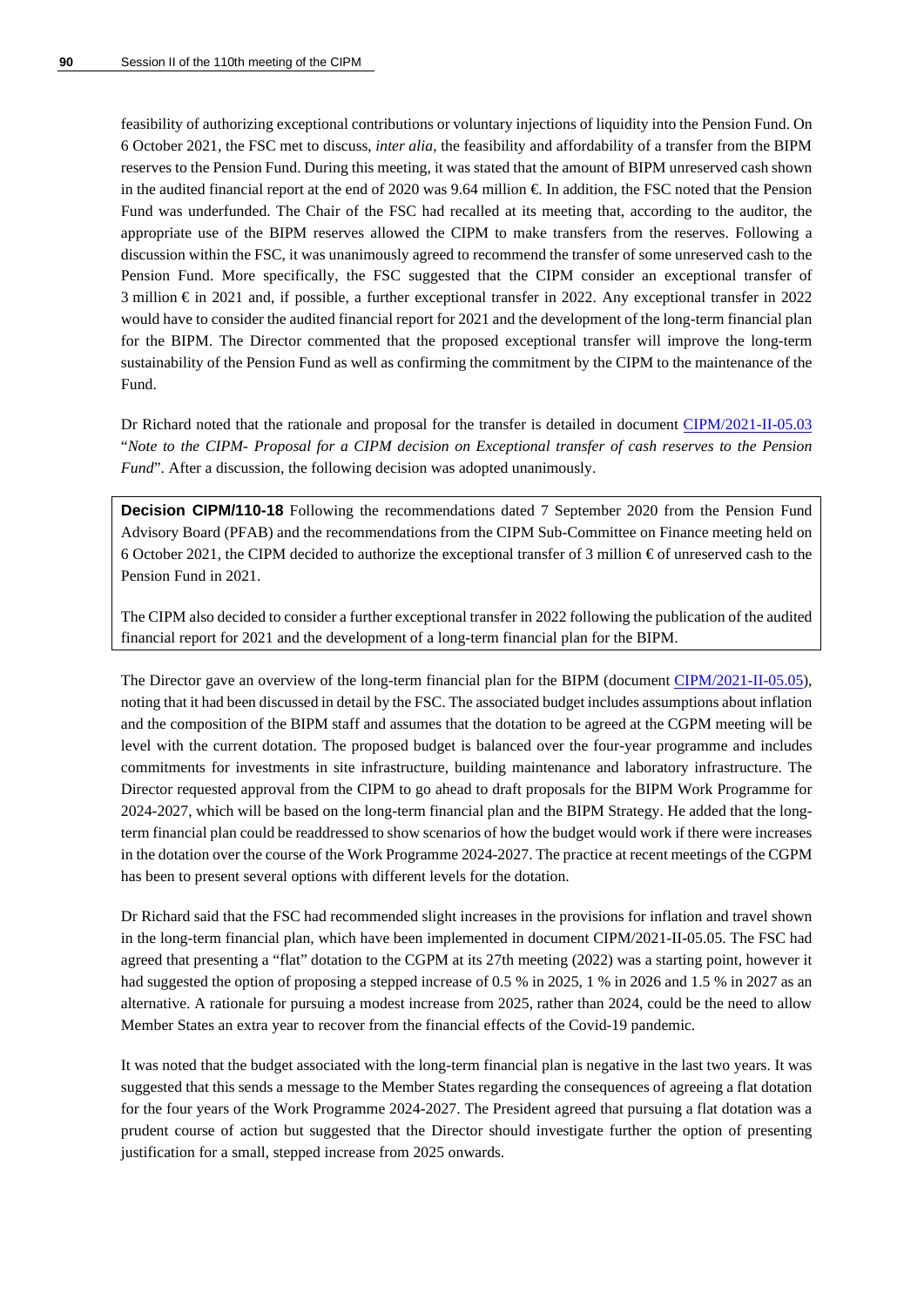feasibility of authorizing exceptional contributions or voluntary injections of liquidity into the Pension Fund. On 6 October 2021, the FSC met to discuss, *inter alia*, the feasibility and affordability of a transfer from the BIPM reserves to the Pension Fund. During this meeting, it was stated that the amount of BIPM unreserved cash shown in the audited financial report at the end of 2020 was 9.64 million €. In addition, the FSC noted that the Pension Fund was underfunded. The Chair of the FSC had recalled at its meeting that, according to the auditor, the appropriate use of the BIPM reserves allowed the CIPM to make transfers from the reserves. Following a discussion within the FSC, it was unanimously agreed to recommend the transfer of some unreserved cash to the Pension Fund. More specifically, the FSC suggested that the CIPM consider an exceptional transfer of 3 million € in 2021 and, if possible, a further exceptional transfer in 2022. Any exceptional transfer in 2022 would have to consider the audited financial report for 2021 and the development of the long-term financial plan for the BIPM. The Director commented that the proposed exceptional transfer will improve the long-term sustainability of the Pension Fund as well as confirming the commitment by the CIPM to the maintenance of the Fund.

Dr Richard noted that the rationale and proposal for the transfer is detailed in document CIPM/2021-II-05.03 "*Note to the CIPM- Proposal for a CIPM decision on Exceptional transfer of cash reserves to the Pension Fund*". After a discussion, the following decision was adopted unanimously.

> **Decision CIPM/110-18** Following the recommendations dated 7 September 2020 from the Pension Fund Advisory Board (PFAB) and the recommendations from the CIPM Sub-Committee on Finance meeting held on 6 October 2021, the CIPM decided to authorize the exceptional transfer of 3 million € of unreserved cash to the Pension Fund in 2021.
>
> The CIPM also decided to consider a further exceptional transfer in 2022 following the publication of the audited financial report for 2021 and the development of a long-term financial plan for the BIPM.

The Director gave an overview of the long-term financial plan for the BIPM (document CIPM/2021-II-05.05), noting that it had been discussed in detail by the FSC. The associated budget includes assumptions about inflation and the composition of the BIPM staff and assumes that the dotation to be agreed at the CGPM meeting will be level with the current dotation. The proposed budget is balanced over the four-year programme and includes commitments for investments in site infrastructure, building maintenance and laboratory infrastructure. The Director requested approval from the CIPM to go ahead to draft proposals for the BIPM Work Programme for 2024-2027, which will be based on the long-term financial plan and the BIPM Strategy. He added that the long-term financial plan could be readdressed to show scenarios of how the budget would work if there were increases in the dotation over the course of the Work Programme 2024-2027. The practice at recent meetings of the CGPM has been to present several options with different levels for the dotation.

Dr Richard said that the FSC had recommended slight increases in the provisions for inflation and travel shown in the long-term financial plan, which have been implemented in document CIPM/2021-II-05.05. The FSC had agreed that presenting a "flat" dotation to the CGPM at its 27th meeting (2022) was a starting point, however it had suggested the option of proposing a stepped increase of 0.5 % in 2025, 1 % in 2026 and 1.5 % in 2027 as an alternative. A rationale for pursuing a modest increase from 2025, rather than 2024, could be the need to allow Member States an extra year to recover from the financial effects of the Covid-19 pandemic.

It was noted that the budget associated with the long-term financial plan is negative in the last two years. It was suggested that this sends a message to the Member States regarding the consequences of agreeing a flat dotation for the four years of the Work Programme 2024-2027. The President agreed that pursuing a flat dotation was a prudent course of action but suggested that the Director should investigate further the option of presenting justification for a small, stepped increase from 2025 onwards.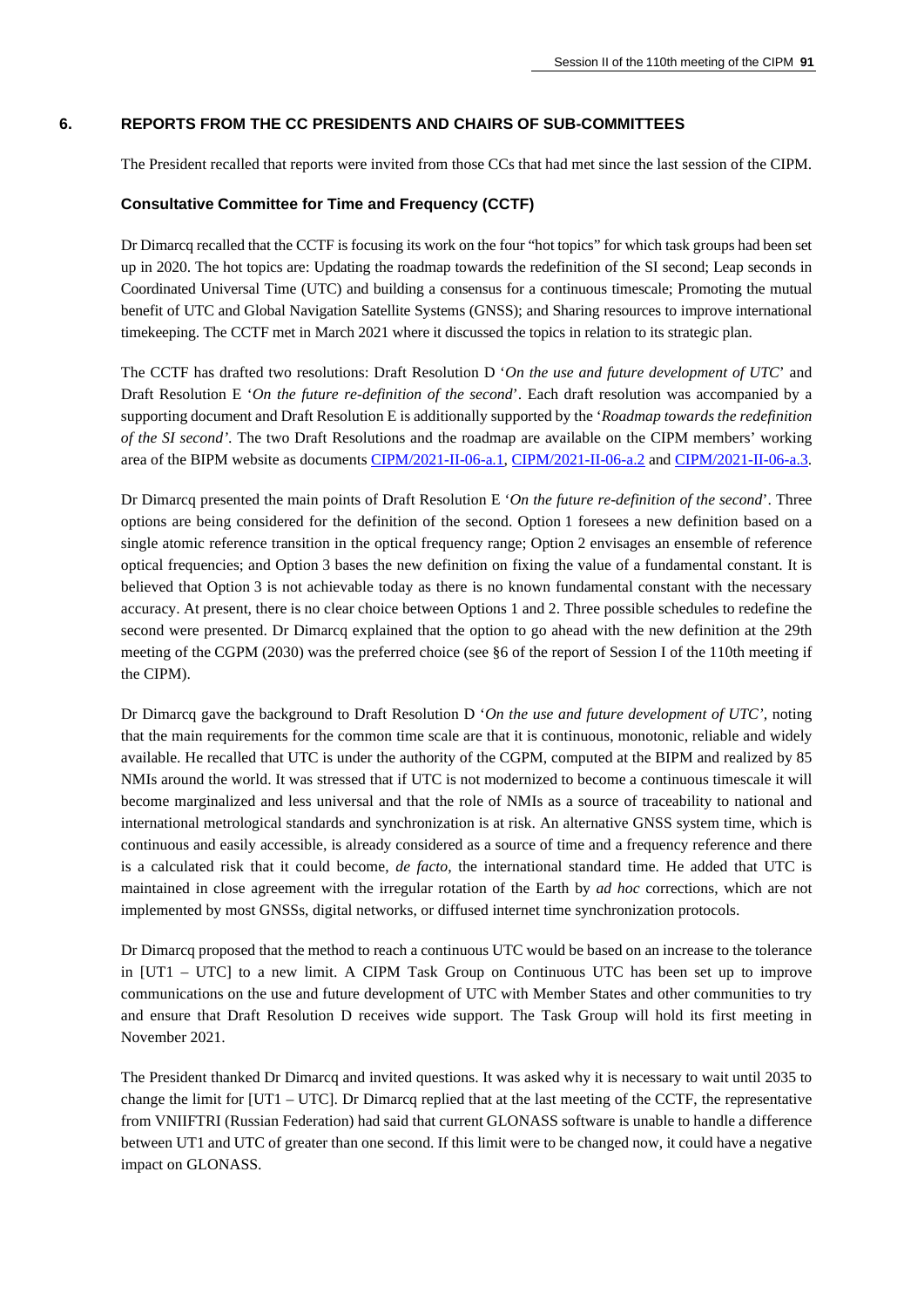## 6. REPORTS FROM THE CC PRESIDENTS AND CHAIRS OF SUB-COMMITTEES

The President recalled that reports were invited from those CCs that had met since the last session of the CIPM.

### Consultative Committee for Time and Frequency (CCTF)

Dr Dimarcq recalled that the CCTF is focusing its work on the four "hot topics" for which task groups had been set up in 2020. The hot topics are: Updating the roadmap towards the redefinition of the SI second; Leap seconds in Coordinated Universal Time (UTC) and building a consensus for a continuous timescale; Promoting the mutual benefit of UTC and Global Navigation Satellite Systems (GNSS); and Sharing resources to improve international timekeeping. The CCTF met in March 2021 where it discussed the topics in relation to its strategic plan.

The CCTF has drafted two resolutions: Draft Resolution D '*On the use and future development of UTC*' and Draft Resolution E '*On the future re-definition of the second*'. Each draft resolution was accompanied by a supporting document and Draft Resolution E is additionally supported by the '*Roadmap towards the redefinition of the SI second'*. The two Draft Resolutions and the roadmap are available on the CIPM members' working area of the BIPM website as documents CIPM/2021-II-06-a.1, CIPM/2021-II-06-a.2 and CIPM/2021-II-06-a.3.

Dr Dimarcq presented the main points of Draft Resolution E '*On the future re-definition of the second*'. Three options are being considered for the definition of the second. Option 1 foresees a new definition based on a single atomic reference transition in the optical frequency range; Option 2 envisages an ensemble of reference optical frequencies; and Option 3 bases the new definition on fixing the value of a fundamental constant. It is believed that Option 3 is not achievable today as there is no known fundamental constant with the necessary accuracy. At present, there is no clear choice between Options 1 and 2. Three possible schedules to redefine the second were presented. Dr Dimarcq explained that the option to go ahead with the new definition at the 29th meeting of the CGPM (2030) was the preferred choice (see §6 of the report of Session I of the 110th meeting if the CIPM).

Dr Dimarcq gave the background to Draft Resolution D '*On the use and future development of UTC'*, noting that the main requirements for the common time scale are that it is continuous, monotonic, reliable and widely available. He recalled that UTC is under the authority of the CGPM, computed at the BIPM and realized by 85 NMIs around the world. It was stressed that if UTC is not modernized to become a continuous timescale it will become marginalized and less universal and that the role of NMIs as a source of traceability to national and international metrological standards and synchronization is at risk. An alternative GNSS system time, which is continuous and easily accessible, is already considered as a source of time and a frequency reference and there is a calculated risk that it could become, *de facto*, the international standard time. He added that UTC is maintained in close agreement with the irregular rotation of the Earth by *ad hoc* corrections, which are not implemented by most GNSSs, digital networks, or diffused internet time synchronization protocols.

Dr Dimarcq proposed that the method to reach a continuous UTC would be based on an increase to the tolerance in [UT1 – UTC] to a new limit. A CIPM Task Group on Continuous UTC has been set up to improve communications on the use and future development of UTC with Member States and other communities to try and ensure that Draft Resolution D receives wide support. The Task Group will hold its first meeting in November 2021.

The President thanked Dr Dimarcq and invited questions. It was asked why it is necessary to wait until 2035 to change the limit for [UT1 – UTC]. Dr Dimarcq replied that at the last meeting of the CCTF, the representative from VNIIFTRI (Russian Federation) had said that current GLONASS software is unable to handle a difference between UT1 and UTC of greater than one second. If this limit were to be changed now, it could have a negative impact on GLONASS.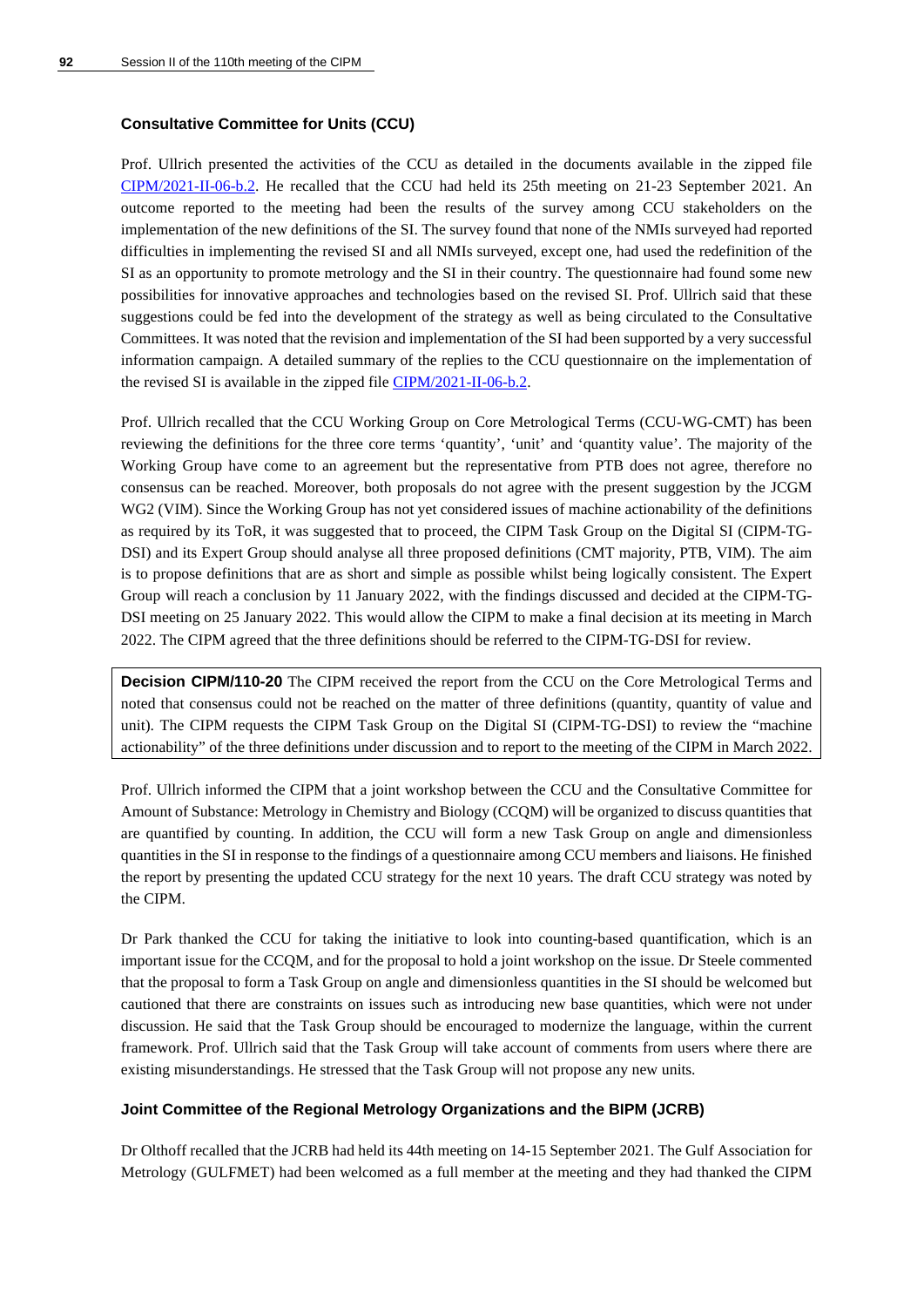### Consultative Committee for Units (CCU)

Prof. Ullrich presented the activities of the CCU as detailed in the documents available in the zipped file CIPM/2021-II-06-b.2. He recalled that the CCU had held its 25th meeting on 21-23 September 2021. An outcome reported to the meeting had been the results of the survey among CCU stakeholders on the implementation of the new definitions of the SI. The survey found that none of the NMIs surveyed had reported difficulties in implementing the revised SI and all NMIs surveyed, except one, had used the redefinition of the SI as an opportunity to promote metrology and the SI in their country. The questionnaire had found some new possibilities for innovative approaches and technologies based on the revised SI. Prof. Ullrich said that these suggestions could be fed into the development of the strategy as well as being circulated to the Consultative Committees. It was noted that the revision and implementation of the SI had been supported by a very successful information campaign. A detailed summary of the replies to the CCU questionnaire on the implementation of the revised SI is available in the zipped file CIPM/2021-II-06-b.2.

Prof. Ullrich recalled that the CCU Working Group on Core Metrological Terms (CCU-WG-CMT) has been reviewing the definitions for the three core terms 'quantity', 'unit' and 'quantity value'. The majority of the Working Group have come to an agreement but the representative from PTB does not agree, therefore no consensus can be reached. Moreover, both proposals do not agree with the present suggestion by the JCGM WG2 (VIM). Since the Working Group has not yet considered issues of machine actionability of the definitions as required by its ToR, it was suggested that to proceed, the CIPM Task Group on the Digital SI (CIPM-TG-DSI) and its Expert Group should analyse all three proposed definitions (CMT majority, PTB, VIM). The aim is to propose definitions that are as short and simple as possible whilst being logically consistent. The Expert Group will reach a conclusion by 11 January 2022, with the findings discussed and decided at the CIPM-TG-DSI meeting on 25 January 2022. This would allow the CIPM to make a final decision at its meeting in March 2022. The CIPM agreed that the three definitions should be referred to the CIPM-TG-DSI for review.

> **Decision CIPM/110-20** The CIPM received the report from the CCU on the Core Metrological Terms and noted that consensus could not be reached on the matter of three definitions (quantity, quantity of value and unit). The CIPM requests the CIPM Task Group on the Digital SI (CIPM-TG-DSI) to review the "machine actionability" of the three definitions under discussion and to report to the meeting of the CIPM in March 2022.

Prof. Ullrich informed the CIPM that a joint workshop between the CCU and the Consultative Committee for Amount of Substance: Metrology in Chemistry and Biology (CCQM) will be organized to discuss quantities that are quantified by counting. In addition, the CCU will form a new Task Group on angle and dimensionless quantities in the SI in response to the findings of a questionnaire among CCU members and liaisons. He finished the report by presenting the updated CCU strategy for the next 10 years. The draft CCU strategy was noted by the CIPM.

Dr Park thanked the CCU for taking the initiative to look into counting-based quantification, which is an important issue for the CCQM, and for the proposal to hold a joint workshop on the issue. Dr Steele commented that the proposal to form a Task Group on angle and dimensionless quantities in the SI should be welcomed but cautioned that there are constraints on issues such as introducing new base quantities, which were not under discussion. He said that the Task Group should be encouraged to modernize the language, within the current framework. Prof. Ullrich said that the Task Group will take account of comments from users where there are existing misunderstandings. He stressed that the Task Group will not propose any new units.

### Joint Committee of the Regional Metrology Organizations and the BIPM (JCRB)

Dr Olthoff recalled that the JCRB had held its 44th meeting on 14-15 September 2021. The Gulf Association for Metrology (GULFMET) had been welcomed as a full member at the meeting and they had thanked the CIPM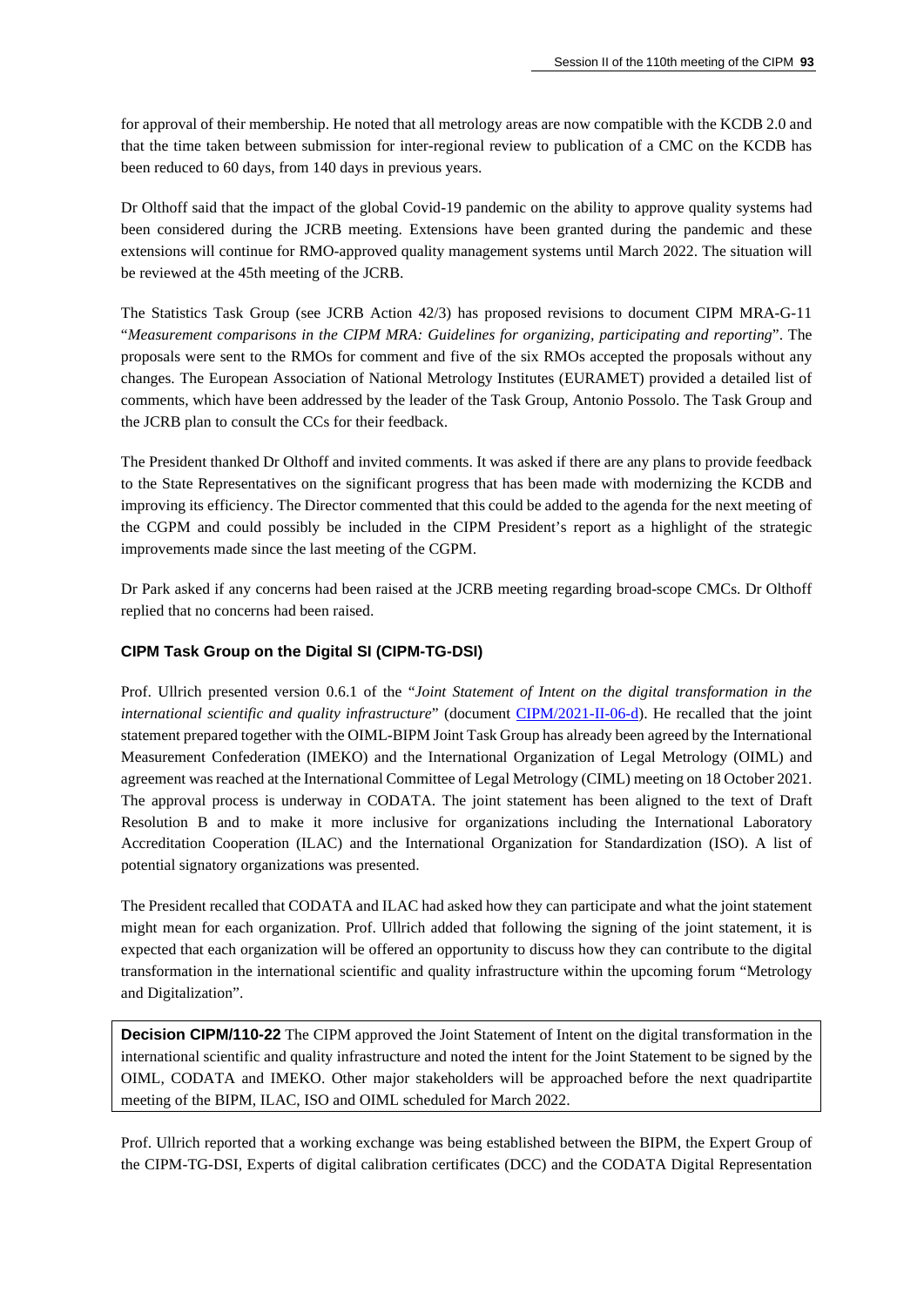for approval of their membership. He noted that all metrology areas are now compatible with the KCDB 2.0 and that the time taken between submission for inter-regional review to publication of a CMC on the KCDB has been reduced to 60 days, from 140 days in previous years.

Dr Olthoff said that the impact of the global Covid-19 pandemic on the ability to approve quality systems had been considered during the JCRB meeting. Extensions have been granted during the pandemic and these extensions will continue for RMO-approved quality management systems until March 2022. The situation will be reviewed at the 45th meeting of the JCRB.

The Statistics Task Group (see JCRB Action 42/3) has proposed revisions to document CIPM MRA-G-11 "*Measurement comparisons in the CIPM MRA: Guidelines for organizing, participating and reporting*". The proposals were sent to the RMOs for comment and five of the six RMOs accepted the proposals without any changes. The European Association of National Metrology Institutes (EURAMET) provided a detailed list of comments, which have been addressed by the leader of the Task Group, Antonio Possolo. The Task Group and the JCRB plan to consult the CCs for their feedback.

The President thanked Dr Olthoff and invited comments. It was asked if there are any plans to provide feedback to the State Representatives on the significant progress that has been made with modernizing the KCDB and improving its efficiency. The Director commented that this could be added to the agenda for the next meeting of the CGPM and could possibly be included in the CIPM President's report as a highlight of the strategic improvements made since the last meeting of the CGPM.

Dr Park asked if any concerns had been raised at the JCRB meeting regarding broad-scope CMCs. Dr Olthoff replied that no concerns had been raised.

### CIPM Task Group on the Digital SI (CIPM-TG-DSI)

Prof. Ullrich presented version 0.6.1 of the "*Joint Statement of Intent on the digital transformation in the international scientific and quality infrastructure*" (document CIPM/2021-II-06-d). He recalled that the joint statement prepared together with the OIML-BIPM Joint Task Group has already been agreed by the International Measurement Confederation (IMEKO) and the International Organization of Legal Metrology (OIML) and agreement was reached at the International Committee of Legal Metrology (CIML) meeting on 18 October 2021. The approval process is underway in CODATA. The joint statement has been aligned to the text of Draft Resolution B and to make it more inclusive for organizations including the International Laboratory Accreditation Cooperation (ILAC) and the International Organization for Standardization (ISO). A list of potential signatory organizations was presented.

The President recalled that CODATA and ILAC had asked how they can participate and what the joint statement might mean for each organization. Prof. Ullrich added that following the signing of the joint statement, it is expected that each organization will be offered an opportunity to discuss how they can contribute to the digital transformation in the international scientific and quality infrastructure within the upcoming forum "Metrology and Digitalization".

> **Decision CIPM/110-22** The CIPM approved the Joint Statement of Intent on the digital transformation in the international scientific and quality infrastructure and noted the intent for the Joint Statement to be signed by the OIML, CODATA and IMEKO. Other major stakeholders will be approached before the next quadripartite meeting of the BIPM, ILAC, ISO and OIML scheduled for March 2022.

Prof. Ullrich reported that a working exchange was being established between the BIPM, the Expert Group of the CIPM-TG-DSI, Experts of digital calibration certificates (DCC) and the CODATA Digital Representation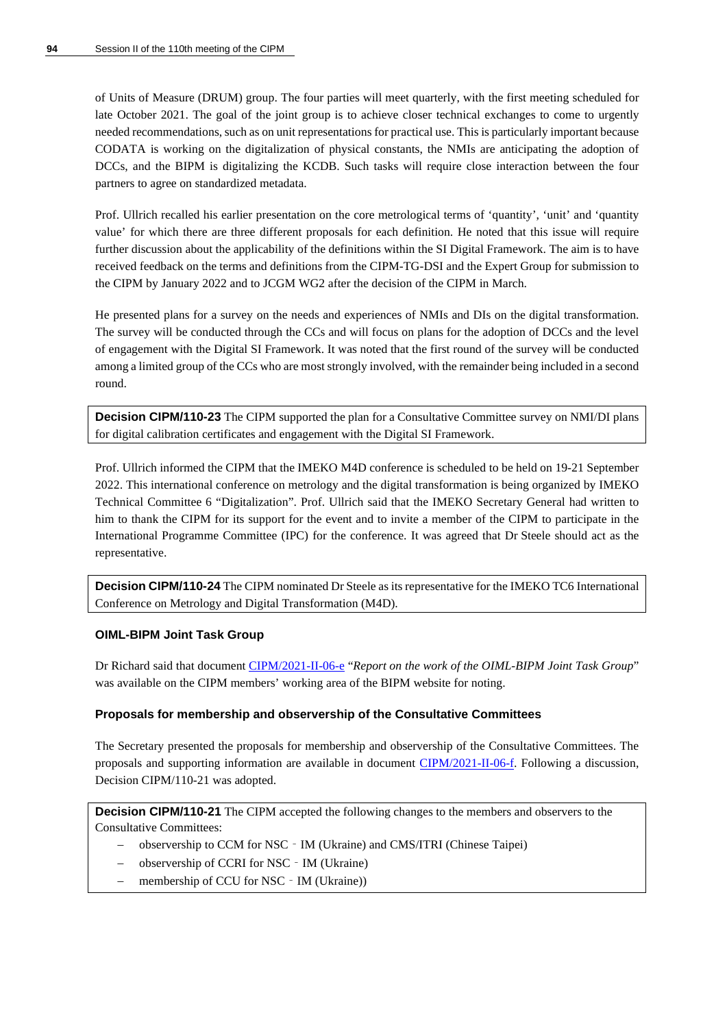of Units of Measure (DRUM) group. The four parties will meet quarterly, with the first meeting scheduled for late October 2021. The goal of the joint group is to achieve closer technical exchanges to come to urgently needed recommendations, such as on unit representations for practical use. This is particularly important because CODATA is working on the digitalization of physical constants, the NMIs are anticipating the adoption of DCCs, and the BIPM is digitalizing the KCDB. Such tasks will require close interaction between the four partners to agree on standardized metadata.

Prof. Ullrich recalled his earlier presentation on the core metrological terms of 'quantity', 'unit' and 'quantity value' for which there are three different proposals for each definition. He noted that this issue will require further discussion about the applicability of the definitions within the SI Digital Framework. The aim is to have received feedback on the terms and definitions from the CIPM-TG-DSI and the Expert Group for submission to the CIPM by January 2022 and to JCGM WG2 after the decision of the CIPM in March.

He presented plans for a survey on the needs and experiences of NMIs and DIs on the digital transformation. The survey will be conducted through the CCs and will focus on plans for the adoption of DCCs and the level of engagement with the Digital SI Framework. It was noted that the first round of the survey will be conducted among a limited group of the CCs who are most strongly involved, with the remainder being included in a second round.

> **Decision CIPM/110-23** The CIPM supported the plan for a Consultative Committee survey on NMI/DI plans for digital calibration certificates and engagement with the Digital SI Framework.

Prof. Ullrich informed the CIPM that the IMEKO M4D conference is scheduled to be held on 19-21 September 2022. This international conference on metrology and the digital transformation is being organized by IMEKO Technical Committee 6 "Digitalization". Prof. Ullrich said that the IMEKO Secretary General had written to him to thank the CIPM for its support for the event and to invite a member of the CIPM to participate in the International Programme Committee (IPC) for the conference. It was agreed that Dr Steele should act as the representative.

> **Decision CIPM/110-24** The CIPM nominated Dr Steele as its representative for the IMEKO TC6 International Conference on Metrology and Digital Transformation (M4D).

### OIML-BIPM Joint Task Group

Dr Richard said that document CIPM/2021-II-06-e "*Report on the work of the OIML-BIPM Joint Task Group*" was available on the CIPM members' working area of the BIPM website for noting.

### Proposals for membership and observership of the Consultative Committees

The Secretary presented the proposals for membership and observership of the Consultative Committees. The proposals and supporting information are available in document CIPM/2021-II-06-f. Following a discussion, Decision CIPM/110-21 was adopted.

> **Decision CIPM/110-21** The CIPM accepted the following changes to the members and observers to the Consultative Committees:
>
> - observership to CCM for NSC‑IM (Ukraine) and CMS/ITRI (Chinese Taipei)
> - observership of CCRI for NSC‑IM (Ukraine)
> - membership of CCU for NSC‑IM (Ukraine))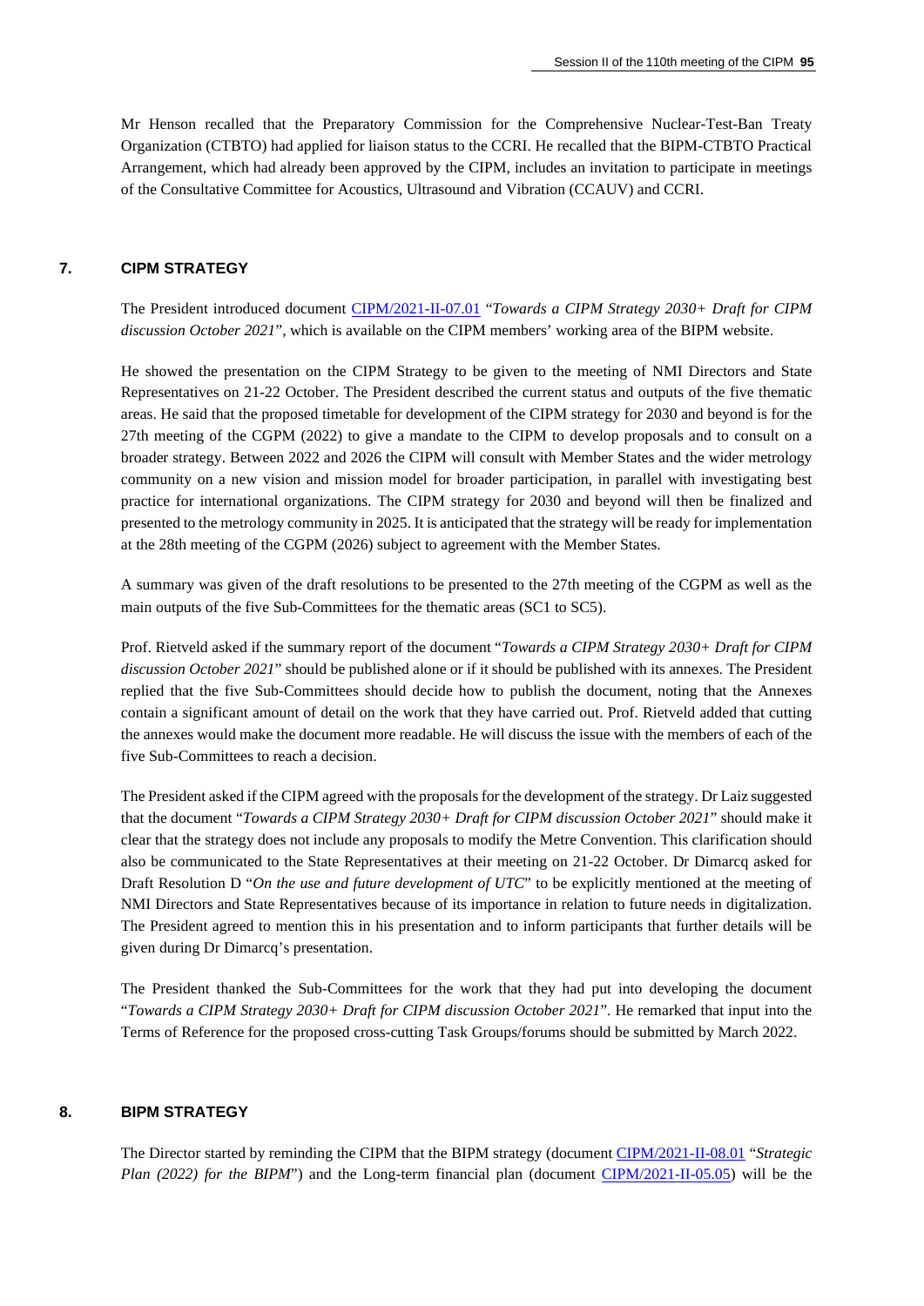Mr Henson recalled that the Preparatory Commission for the Comprehensive Nuclear-Test-Ban Treaty Organization (CTBTO) had applied for liaison status to the CCRI. He recalled that the BIPM-CTBTO Practical Arrangement, which had already been approved by the CIPM, includes an invitation to participate in meetings of the Consultative Committee for Acoustics, Ultrasound and Vibration (CCAUV) and CCRI.

## 7. CIPM STRATEGY

The President introduced document CIPM/2021-II-07.01 "*Towards a CIPM Strategy 2030+ Draft for CIPM discussion October 2021*", which is available on the CIPM members' working area of the BIPM website.

He showed the presentation on the CIPM Strategy to be given to the meeting of NMI Directors and State Representatives on 21-22 October. The President described the current status and outputs of the five thematic areas. He said that the proposed timetable for development of the CIPM strategy for 2030 and beyond is for the 27th meeting of the CGPM (2022) to give a mandate to the CIPM to develop proposals and to consult on a broader strategy. Between 2022 and 2026 the CIPM will consult with Member States and the wider metrology community on a new vision and mission model for broader participation, in parallel with investigating best practice for international organizations. The CIPM strategy for 2030 and beyond will then be finalized and presented to the metrology community in 2025. It is anticipated that the strategy will be ready for implementation at the 28th meeting of the CGPM (2026) subject to agreement with the Member States.

A summary was given of the draft resolutions to be presented to the 27th meeting of the CGPM as well as the main outputs of the five Sub-Committees for the thematic areas (SC1 to SC5).

Prof. Rietveld asked if the summary report of the document "*Towards a CIPM Strategy 2030+ Draft for CIPM discussion October 2021*" should be published alone or if it should be published with its annexes. The President replied that the five Sub-Committees should decide how to publish the document, noting that the Annexes contain a significant amount of detail on the work that they have carried out. Prof. Rietveld added that cutting the annexes would make the document more readable. He will discuss the issue with the members of each of the five Sub-Committees to reach a decision.

The President asked if the CIPM agreed with the proposals for the development of the strategy. Dr Laiz suggested that the document "*Towards a CIPM Strategy 2030+ Draft for CIPM discussion October 2021*" should make it clear that the strategy does not include any proposals to modify the Metre Convention. This clarification should also be communicated to the State Representatives at their meeting on 21-22 October. Dr Dimarcq asked for Draft Resolution D "*On the use and future development of UTC*" to be explicitly mentioned at the meeting of NMI Directors and State Representatives because of its importance in relation to future needs in digitalization. The President agreed to mention this in his presentation and to inform participants that further details will be given during Dr Dimarcq's presentation.

The President thanked the Sub-Committees for the work that they had put into developing the document "*Towards a CIPM Strategy 2030+ Draft for CIPM discussion October 2021*". He remarked that input into the Terms of Reference for the proposed cross-cutting Task Groups/forums should be submitted by March 2022.

## 8. BIPM STRATEGY

The Director started by reminding the CIPM that the BIPM strategy (document CIPM/2021-II-08.01 "*Strategic Plan (2022) for the BIPM*") and the Long-term financial plan (document CIPM/2021-II-05.05) will be the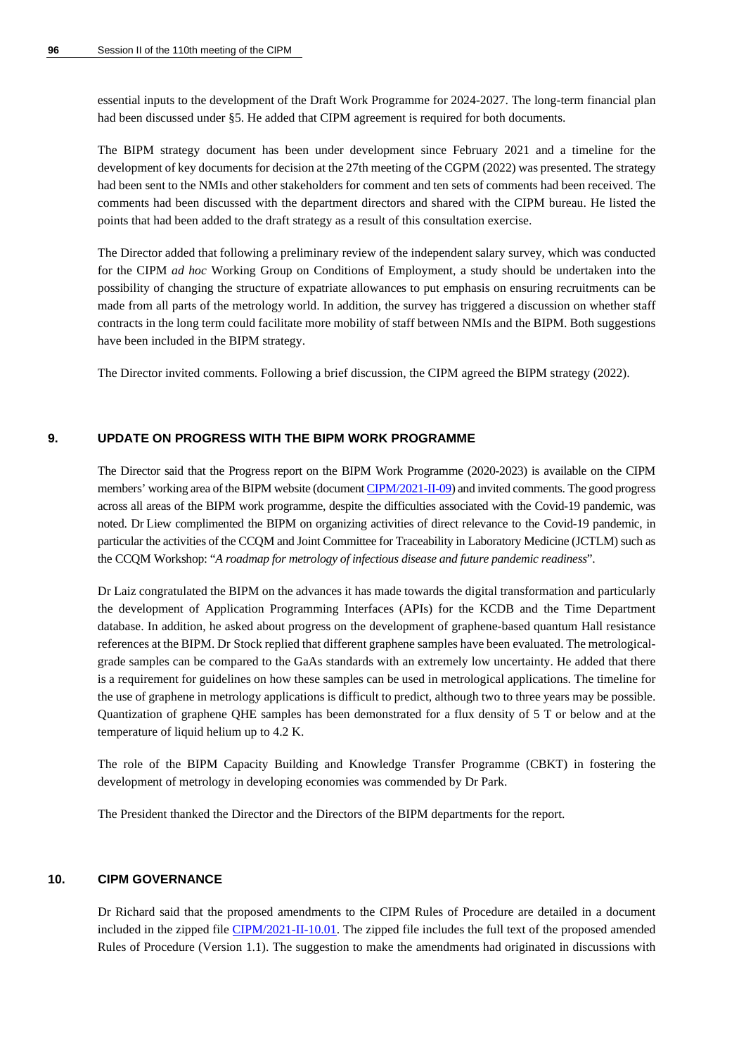essential inputs to the development of the Draft Work Programme for 2024-2027. The long-term financial plan had been discussed under §5. He added that CIPM agreement is required for both documents.

The BIPM strategy document has been under development since February 2021 and a timeline for the development of key documents for decision at the 27th meeting of the CGPM (2022) was presented. The strategy had been sent to the NMIs and other stakeholders for comment and ten sets of comments had been received. The comments had been discussed with the department directors and shared with the CIPM bureau. He listed the points that had been added to the draft strategy as a result of this consultation exercise.

The Director added that following a preliminary review of the independent salary survey, which was conducted for the CIPM *ad hoc* Working Group on Conditions of Employment, a study should be undertaken into the possibility of changing the structure of expatriate allowances to put emphasis on ensuring recruitments can be made from all parts of the metrology world. In addition, the survey has triggered a discussion on whether staff contracts in the long term could facilitate more mobility of staff between NMIs and the BIPM. Both suggestions have been included in the BIPM strategy.

The Director invited comments. Following a brief discussion, the CIPM agreed the BIPM strategy (2022).

## 9. UPDATE ON PROGRESS WITH THE BIPM WORK PROGRAMME

The Director said that the Progress report on the BIPM Work Programme (2020-2023) is available on the CIPM members' working area of the BIPM website (document CIPM/2021-II-09) and invited comments. The good progress across all areas of the BIPM work programme, despite the difficulties associated with the Covid-19 pandemic, was noted. Dr Liew complimented the BIPM on organizing activities of direct relevance to the Covid-19 pandemic, in particular the activities of the CCQM and Joint Committee for Traceability in Laboratory Medicine (JCTLM) such as the CCQM Workshop: "*A roadmap for metrology of infectious disease and future pandemic readiness*".

Dr Laiz congratulated the BIPM on the advances it has made towards the digital transformation and particularly the development of Application Programming Interfaces (APIs) for the KCDB and the Time Department database. In addition, he asked about progress on the development of graphene-based quantum Hall resistance references at the BIPM. Dr Stock replied that different graphene samples have been evaluated. The metrological-grade samples can be compared to the GaAs standards with an extremely low uncertainty. He added that there is a requirement for guidelines on how these samples can be used in metrological applications. The timeline for the use of graphene in metrology applications is difficult to predict, although two to three years may be possible. Quantization of graphene QHE samples has been demonstrated for a flux density of 5 T or below and at the temperature of liquid helium up to 4.2 K.

The role of the BIPM Capacity Building and Knowledge Transfer Programme (CBKT) in fostering the development of metrology in developing economies was commended by Dr Park.

The President thanked the Director and the Directors of the BIPM departments for the report.

## 10. CIPM GOVERNANCE

Dr Richard said that the proposed amendments to the CIPM Rules of Procedure are detailed in a document included in the zipped file CIPM/2021-II-10.01. The zipped file includes the full text of the proposed amended Rules of Procedure (Version 1.1). The suggestion to make the amendments had originated in discussions with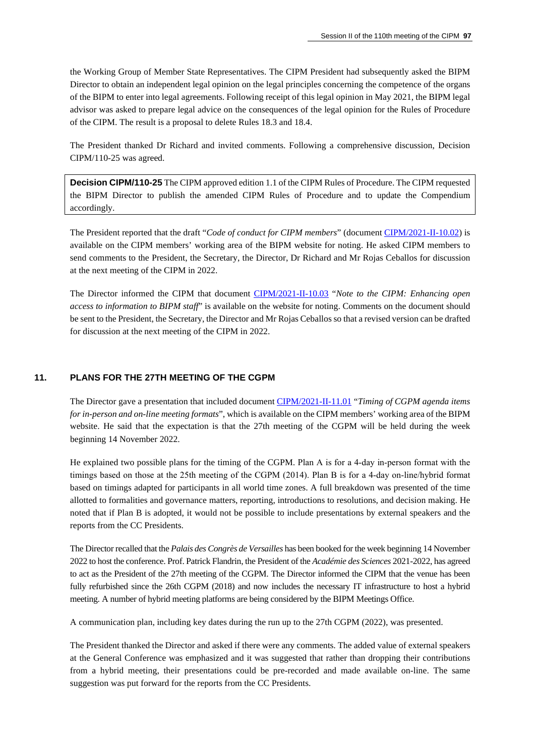the Working Group of Member State Representatives. The CIPM President had subsequently asked the BIPM Director to obtain an independent legal opinion on the legal principles concerning the competence of the organs of the BIPM to enter into legal agreements. Following receipt of this legal opinion in May 2021, the BIPM legal advisor was asked to prepare legal advice on the consequences of the legal opinion for the Rules of Procedure of the CIPM. The result is a proposal to delete Rules 18.3 and 18.4.

The President thanked Dr Richard and invited comments. Following a comprehensive discussion, Decision CIPM/110-25 was agreed.

> **Decision CIPM/110-25** The CIPM approved edition 1.1 of the CIPM Rules of Procedure. The CIPM requested the BIPM Director to publish the amended CIPM Rules of Procedure and to update the Compendium accordingly.

The President reported that the draft "*Code of conduct for CIPM members*" (document CIPM/2021-II-10.02) is available on the CIPM members' working area of the BIPM website for noting. He asked CIPM members to send comments to the President, the Secretary, the Director, Dr Richard and Mr Rojas Ceballos for discussion at the next meeting of the CIPM in 2022.

The Director informed the CIPM that document CIPM/2021-II-10.03 "*Note to the CIPM: Enhancing open access to information to BIPM staff*" is available on the website for noting. Comments on the document should be sent to the President, the Secretary, the Director and Mr Rojas Ceballos so that a revised version can be drafted for discussion at the next meeting of the CIPM in 2022.

## 11. PLANS FOR THE 27TH MEETING OF THE CGPM

The Director gave a presentation that included document CIPM/2021-II-11.01 "*Timing of CGPM agenda items for in-person and on-line meeting formats*", which is available on the CIPM members' working area of the BIPM website. He said that the expectation is that the 27th meeting of the CGPM will be held during the week beginning 14 November 2022.

He explained two possible plans for the timing of the CGPM. Plan A is for a 4-day in-person format with the timings based on those at the 25th meeting of the CGPM (2014). Plan B is for a 4-day on-line/hybrid format based on timings adapted for participants in all world time zones. A full breakdown was presented of the time allotted to formalities and governance matters, reporting, introductions to resolutions, and decision making. He noted that if Plan B is adopted, it would not be possible to include presentations by external speakers and the reports from the CC Presidents.

The Director recalled that the *Palais des Congrès de Versailles* has been booked for the week beginning 14 November 2022 to host the conference. Prof. Patrick Flandrin, the President of the *Académie des Sciences* 2021-2022, has agreed to act as the President of the 27th meeting of the CGPM. The Director informed the CIPM that the venue has been fully refurbished since the 26th CGPM (2018) and now includes the necessary IT infrastructure to host a hybrid meeting. A number of hybrid meeting platforms are being considered by the BIPM Meetings Office.

A communication plan, including key dates during the run up to the 27th CGPM (2022), was presented.

The President thanked the Director and asked if there were any comments. The added value of external speakers at the General Conference was emphasized and it was suggested that rather than dropping their contributions from a hybrid meeting, their presentations could be pre-recorded and made available on-line. The same suggestion was put forward for the reports from the CC Presidents.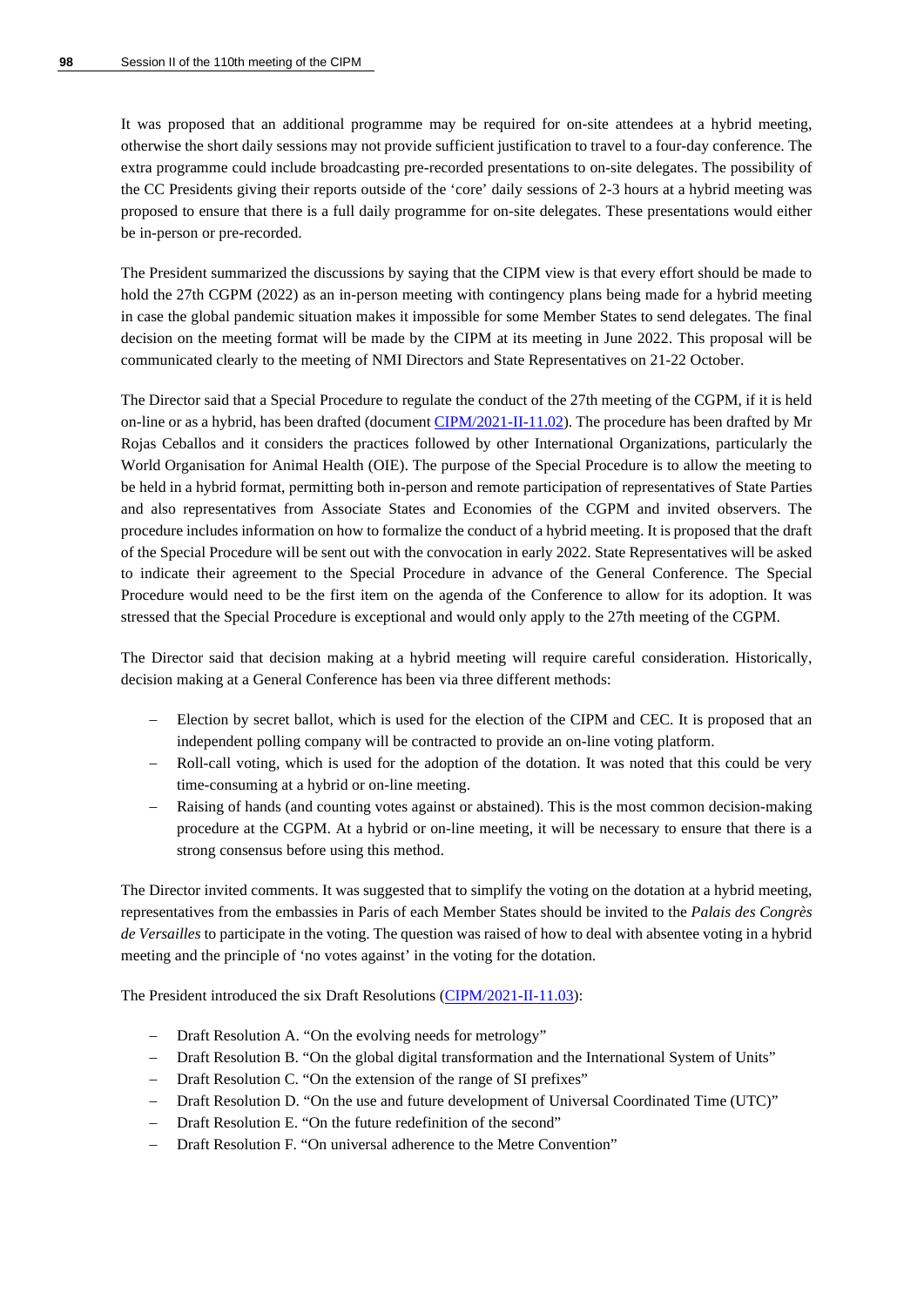It was proposed that an additional programme may be required for on-site attendees at a hybrid meeting, otherwise the short daily sessions may not provide sufficient justification to travel to a four-day conference. The extra programme could include broadcasting pre-recorded presentations to on-site delegates. The possibility of the CC Presidents giving their reports outside of the 'core' daily sessions of 2-3 hours at a hybrid meeting was proposed to ensure that there is a full daily programme for on-site delegates. These presentations would either be in-person or pre-recorded.

The President summarized the discussions by saying that the CIPM view is that every effort should be made to hold the 27th CGPM (2022) as an in-person meeting with contingency plans being made for a hybrid meeting in case the global pandemic situation makes it impossible for some Member States to send delegates. The final decision on the meeting format will be made by the CIPM at its meeting in June 2022. This proposal will be communicated clearly to the meeting of NMI Directors and State Representatives on 21-22 October.

The Director said that a Special Procedure to regulate the conduct of the 27th meeting of the CGPM, if it is held on-line or as a hybrid, has been drafted (document CIPM/2021-II-11.02). The procedure has been drafted by Mr Rojas Ceballos and it considers the practices followed by other International Organizations, particularly the World Organisation for Animal Health (OIE). The purpose of the Special Procedure is to allow the meeting to be held in a hybrid format, permitting both in-person and remote participation of representatives of State Parties and also representatives from Associate States and Economies of the CGPM and invited observers. The procedure includes information on how to formalize the conduct of a hybrid meeting. It is proposed that the draft of the Special Procedure will be sent out with the convocation in early 2022. State Representatives will be asked to indicate their agreement to the Special Procedure in advance of the General Conference. The Special Procedure would need to be the first item on the agenda of the Conference to allow for its adoption. It was stressed that the Special Procedure is exceptional and would only apply to the 27th meeting of the CGPM.

The Director said that decision making at a hybrid meeting will require careful consideration. Historically, decision making at a General Conference has been via three different methods:

- Election by secret ballot, which is used for the election of the CIPM and CEC. It is proposed that an independent polling company will be contracted to provide an on-line voting platform.
- Roll-call voting, which is used for the adoption of the dotation. It was noted that this could be very time-consuming at a hybrid or on-line meeting.
- Raising of hands (and counting votes against or abstained). This is the most common decision-making procedure at the CGPM. At a hybrid or on-line meeting, it will be necessary to ensure that there is a strong consensus before using this method.

The Director invited comments. It was suggested that to simplify the voting on the dotation at a hybrid meeting, representatives from the embassies in Paris of each Member States should be invited to the *Palais des Congrès de Versailles* to participate in the voting. The question was raised of how to deal with absentee voting in a hybrid meeting and the principle of 'no votes against' in the voting for the dotation.

The President introduced the six Draft Resolutions (CIPM/2021-II-11.03):

- Draft Resolution A. "On the evolving needs for metrology"
- Draft Resolution B. "On the global digital transformation and the International System of Units"
- Draft Resolution C. "On the extension of the range of SI prefixes"
- Draft Resolution D. "On the use and future development of Universal Coordinated Time (UTC)"
- Draft Resolution E. "On the future redefinition of the second"
- Draft Resolution F. "On universal adherence to the Metre Convention"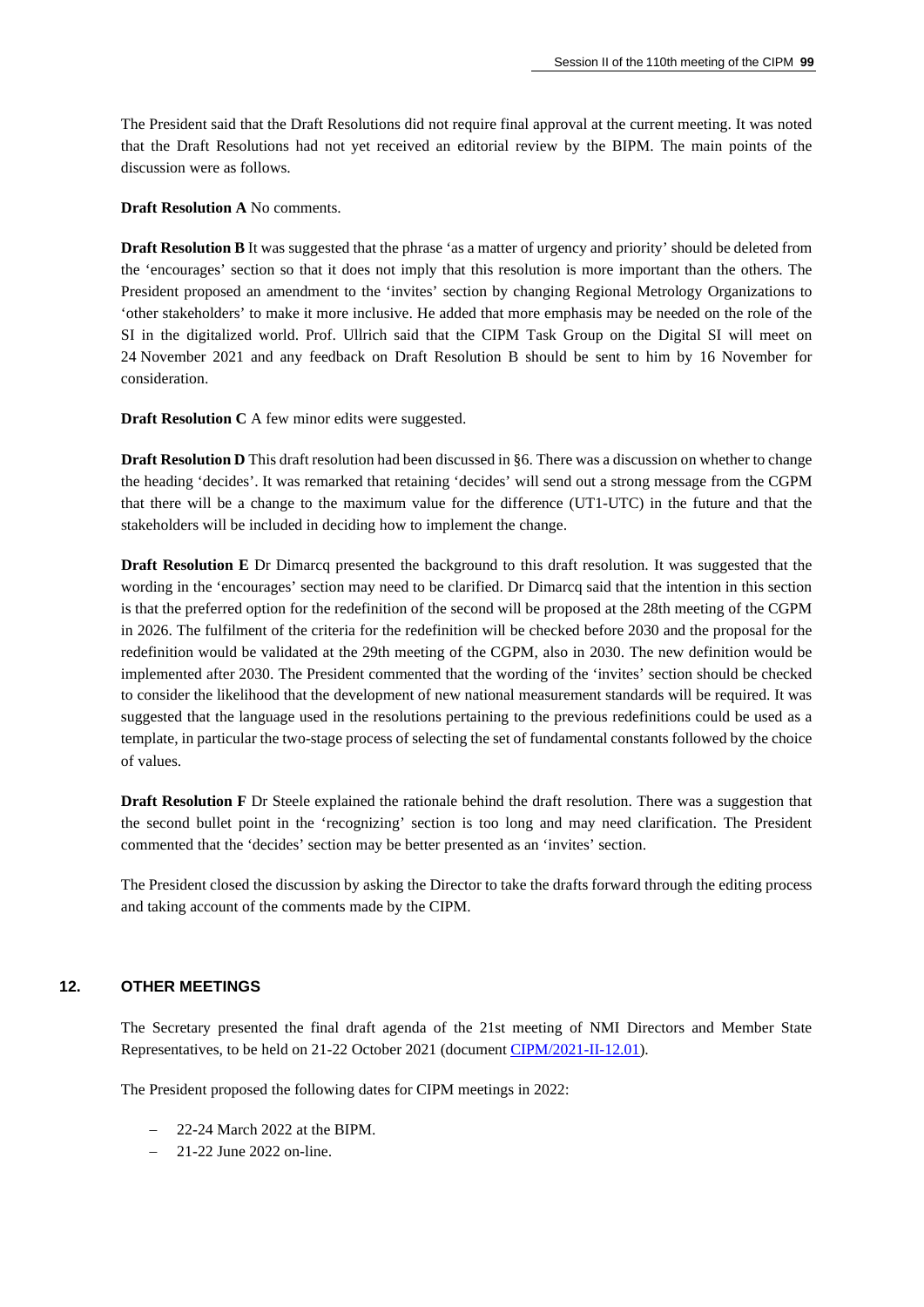The President said that the Draft Resolutions did not require final approval at the current meeting. It was noted that the Draft Resolutions had not yet received an editorial review by the BIPM. The main points of the discussion were as follows.

**Draft Resolution A** No comments.

**Draft Resolution B** It was suggested that the phrase 'as a matter of urgency and priority' should be deleted from the 'encourages' section so that it does not imply that this resolution is more important than the others. The President proposed an amendment to the 'invites' section by changing Regional Metrology Organizations to 'other stakeholders' to make it more inclusive. He added that more emphasis may be needed on the role of the SI in the digitalized world. Prof. Ullrich said that the CIPM Task Group on the Digital SI will meet on 24 November 2021 and any feedback on Draft Resolution B should be sent to him by 16 November for consideration.

**Draft Resolution C** A few minor edits were suggested.

**Draft Resolution D** This draft resolution had been discussed in §6. There was a discussion on whether to change the heading 'decides'. It was remarked that retaining 'decides' will send out a strong message from the CGPM that there will be a change to the maximum value for the difference (UT1-UTC) in the future and that the stakeholders will be included in deciding how to implement the change.

**Draft Resolution E** Dr Dimarcq presented the background to this draft resolution. It was suggested that the wording in the 'encourages' section may need to be clarified. Dr Dimarcq said that the intention in this section is that the preferred option for the redefinition of the second will be proposed at the 28th meeting of the CGPM in 2026. The fulfilment of the criteria for the redefinition will be checked before 2030 and the proposal for the redefinition would be validated at the 29th meeting of the CGPM, also in 2030. The new definition would be implemented after 2030. The President commented that the wording of the 'invites' section should be checked to consider the likelihood that the development of new national measurement standards will be required. It was suggested that the language used in the resolutions pertaining to the previous redefinitions could be used as a template, in particular the two-stage process of selecting the set of fundamental constants followed by the choice of values.

**Draft Resolution F** Dr Steele explained the rationale behind the draft resolution. There was a suggestion that the second bullet point in the 'recognizing' section is too long and may need clarification. The President commented that the 'decides' section may be better presented as an 'invites' section.

The President closed the discussion by asking the Director to take the drafts forward through the editing process and taking account of the comments made by the CIPM.

## 12. OTHER MEETINGS

The Secretary presented the final draft agenda of the 21st meeting of NMI Directors and Member State Representatives, to be held on 21-22 October 2021 (document CIPM/2021-II-12.01).

The President proposed the following dates for CIPM meetings in 2022:

- 22-24 March 2022 at the BIPM.
- 21-22 June 2022 on-line.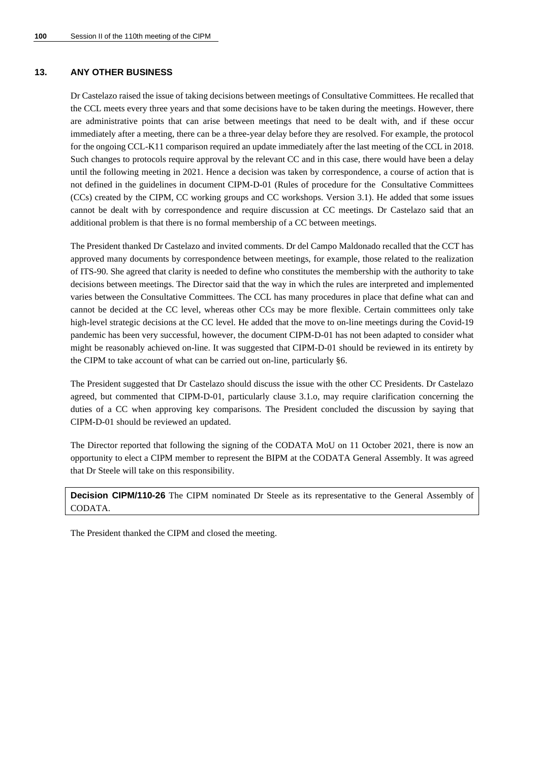## 13. ANY OTHER BUSINESS

Dr Castelazo raised the issue of taking decisions between meetings of Consultative Committees. He recalled that the CCL meets every three years and that some decisions have to be taken during the meetings. However, there are administrative points that can arise between meetings that need to be dealt with, and if these occur immediately after a meeting, there can be a three-year delay before they are resolved. For example, the protocol for the ongoing CCL-K11 comparison required an update immediately after the last meeting of the CCL in 2018. Such changes to protocols require approval by the relevant CC and in this case, there would have been a delay until the following meeting in 2021. Hence a decision was taken by correspondence, a course of action that is not defined in the guidelines in document CIPM-D-01 (Rules of procedure for the Consultative Committees (CCs) created by the CIPM, CC working groups and CC workshops. Version 3.1). He added that some issues cannot be dealt with by correspondence and require discussion at CC meetings. Dr Castelazo said that an additional problem is that there is no formal membership of a CC between meetings.

The President thanked Dr Castelazo and invited comments. Dr del Campo Maldonado recalled that the CCT has approved many documents by correspondence between meetings, for example, those related to the realization of ITS-90. She agreed that clarity is needed to define who constitutes the membership with the authority to take decisions between meetings. The Director said that the way in which the rules are interpreted and implemented varies between the Consultative Committees. The CCL has many procedures in place that define what can and cannot be decided at the CC level, whereas other CCs may be more flexible. Certain committees only take high-level strategic decisions at the CC level. He added that the move to on-line meetings during the Covid-19 pandemic has been very successful, however, the document CIPM-D-01 has not been adapted to consider what might be reasonably achieved on-line. It was suggested that CIPM-D-01 should be reviewed in its entirety by the CIPM to take account of what can be carried out on-line, particularly §6.

The President suggested that Dr Castelazo should discuss the issue with the other CC Presidents. Dr Castelazo agreed, but commented that CIPM-D-01, particularly clause 3.1.o, may require clarification concerning the duties of a CC when approving key comparisons. The President concluded the discussion by saying that CIPM-D-01 should be reviewed an updated.

The Director reported that following the signing of the CODATA MoU on 11 October 2021, there is now an opportunity to elect a CIPM member to represent the BIPM at the CODATA General Assembly. It was agreed that Dr Steele will take on this responsibility.

> **Decision CIPM/110-26** The CIPM nominated Dr Steele as its representative to the General Assembly of CODATA.

The President thanked the CIPM and closed the meeting.